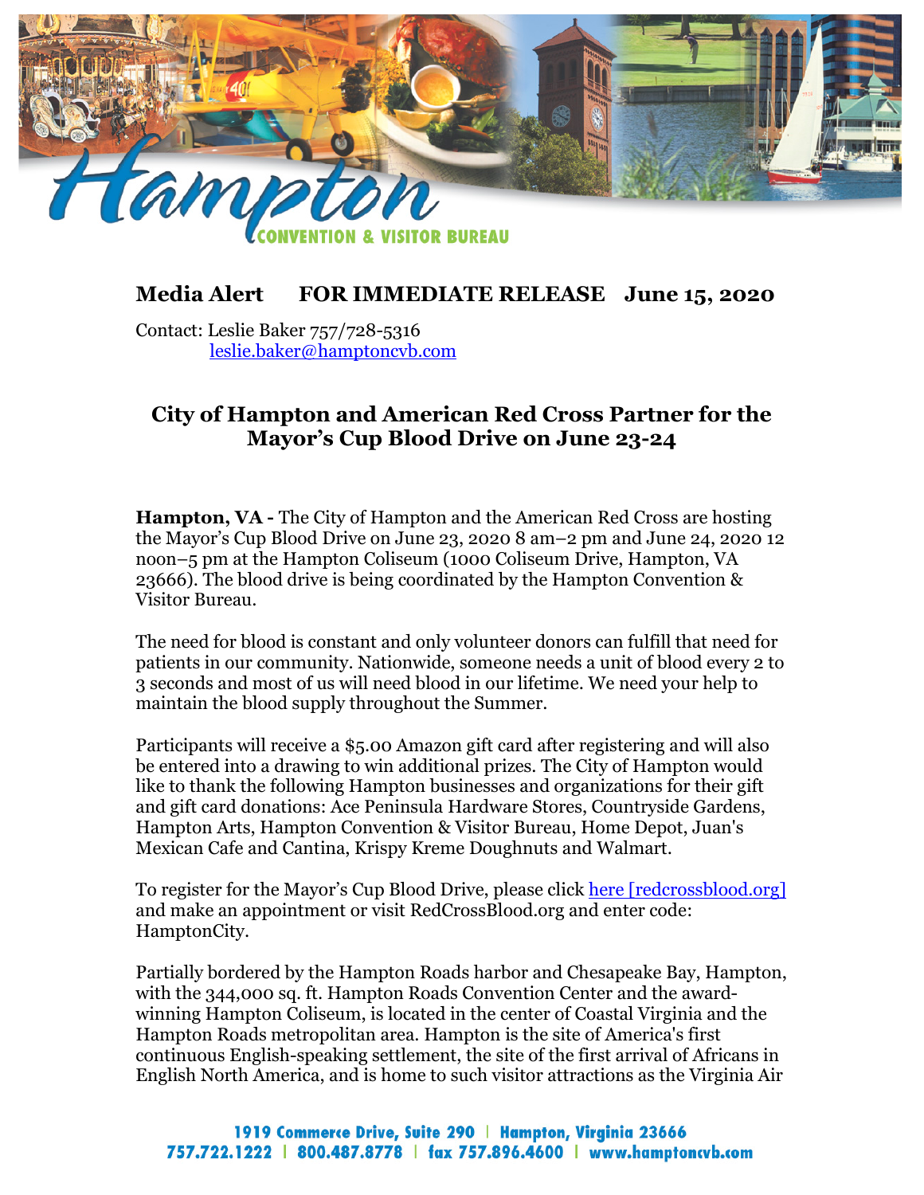Hampton CONVENTION & VISITOR BUREAU

**Media Alert    FOR IMMEDIATE RELEASE   June 15, 2020**

Contact: Leslie Baker 757/728-5316
leslie.baker@hamptoncvb.com

## City of Hampton and American Red Cross Partner for the Mayor's Cup Blood Drive on June 23-24

**Hampton, VA -** The City of Hampton and the American Red Cross are hosting the Mayor's Cup Blood Drive on June 23, 2020 8 am–2 pm and June 24, 2020 12 noon–5 pm at the Hampton Coliseum (1000 Coliseum Drive, Hampton, VA 23666). The blood drive is being coordinated by the Hampton Convention & Visitor Bureau.

The need for blood is constant and only volunteer donors can fulfill that need for patients in our community. Nationwide, someone needs a unit of blood every 2 to 3 seconds and most of us will need blood in our lifetime. We need your help to maintain the blood supply throughout the Summer.

Participants will receive a $5.00 Amazon gift card after registering and will also be entered into a drawing to win additional prizes. The City of Hampton would like to thank the following Hampton businesses and organizations for their gift and gift card donations: Ace Peninsula Hardware Stores, Countryside Gardens, Hampton Arts, Hampton Convention & Visitor Bureau, Home Depot, Juan's Mexican Cafe and Cantina, Krispy Kreme Doughnuts and Walmart.

To register for the Mayor's Cup Blood Drive, please click here [redcrossblood.org] and make an appointment or visit RedCrossBlood.org and enter code: HamptonCity.

Partially bordered by the Hampton Roads harbor and Chesapeake Bay, Hampton, with the 344,000 sq. ft. Hampton Roads Convention Center and the award-winning Hampton Coliseum, is located in the center of Coastal Virginia and the Hampton Roads metropolitan area. Hampton is the site of America's first continuous English-speaking settlement, the site of the first arrival of Africans in English North America, and is home to such visitor attractions as the Virginia Air

1919 Commerce Drive, Suite 290 | Hampton, Virginia 23666
757.722.1222 | 800.487.8778 | fax 757.896.4600 | www.hamptoncvb.com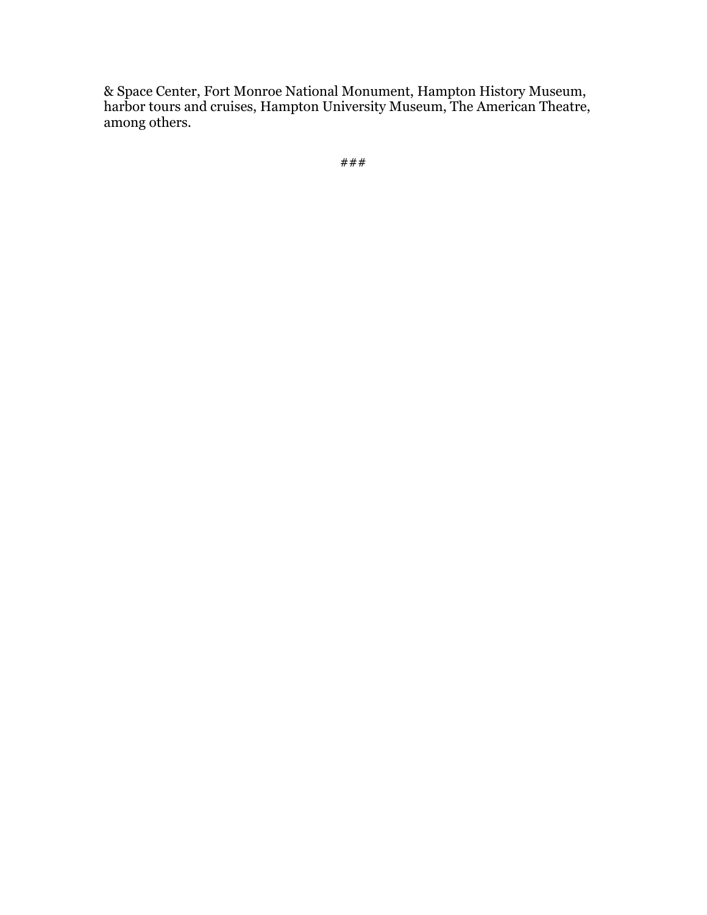& Space Center, Fort Monroe National Monument, Hampton History Museum, harbor tours and cruises, Hampton University Museum, The American Theatre, among others.

###